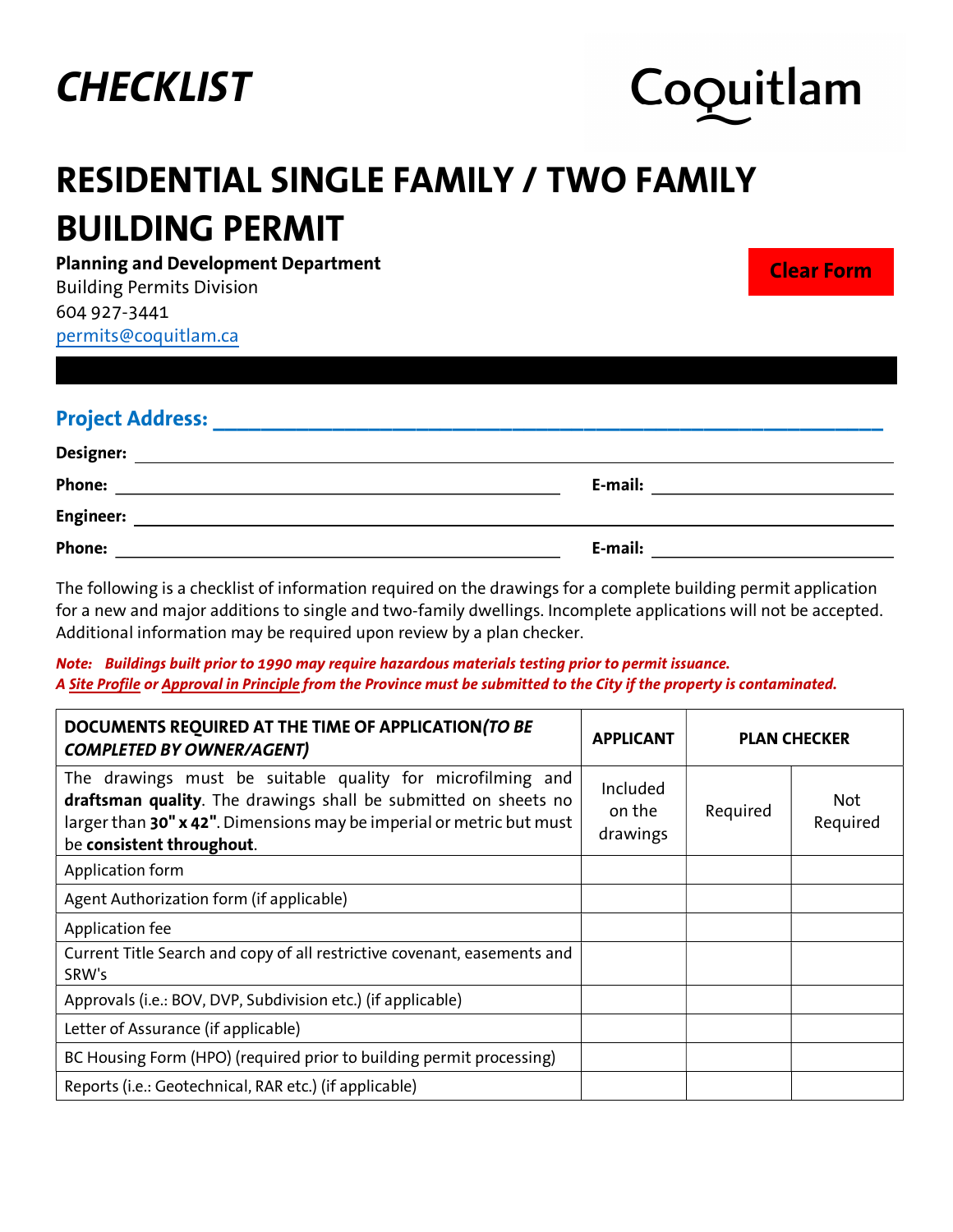# CHECKLIST

Coquitlam

# RESIDENTIAL SINGLE FAMILY / TWO FAMILY BUILDING PERMIT

**Planning and Development Department**
Building Permits Division
604 927-3441
permits@coquitlam.ca

Clear Form

## Project Address: ______________________________

**Designer:** ______________________________

**Phone:** ______________________ **E-mail:** ______________________

**Engineer:** ______________________________

**Phone:** ______________________ **E-mail:** ______________________

The following is a checklist of information required on the drawings for a complete building permit application for a new and major additions to single and two-family dwellings. Incomplete applications will not be accepted. Additional information may be required upon review by a plan checker.

***Note: Buildings built prior to 1990 may require hazardous materials testing prior to permit issuance.***
***A Site Profile or Approval in Principle from the Province must be submitted to the City if the property is contaminated.***

| **DOCUMENTS REQUIRED AT THE TIME OF APPLICATION*(TO BE COMPLETED BY OWNER/AGENT)*** | **APPLICANT** | **PLAN CHECKER** | |
|---|---|---|---|
| The drawings must be suitable quality for microfilming and **draftsman quality**. The drawings shall be submitted on sheets no larger than **30" x 42"**. Dimensions may be imperial or metric but must be **consistent throughout**. | Included on the drawings | Required | Not Required |
| Application form | | | |
| Agent Authorization form (if applicable) | | | |
| Application fee | | | |
| Current Title Search and copy of all restrictive covenant, easements and SRW's | | | |
| Approvals (i.e.: BOV, DVP, Subdivision etc.) (if applicable) | | | |
| Letter of Assurance (if applicable) | | | |
| BC Housing Form (HPO) (required prior to building permit processing) | | | |
| Reports (i.e.: Geotechnical, RAR etc.) (if applicable) | | | |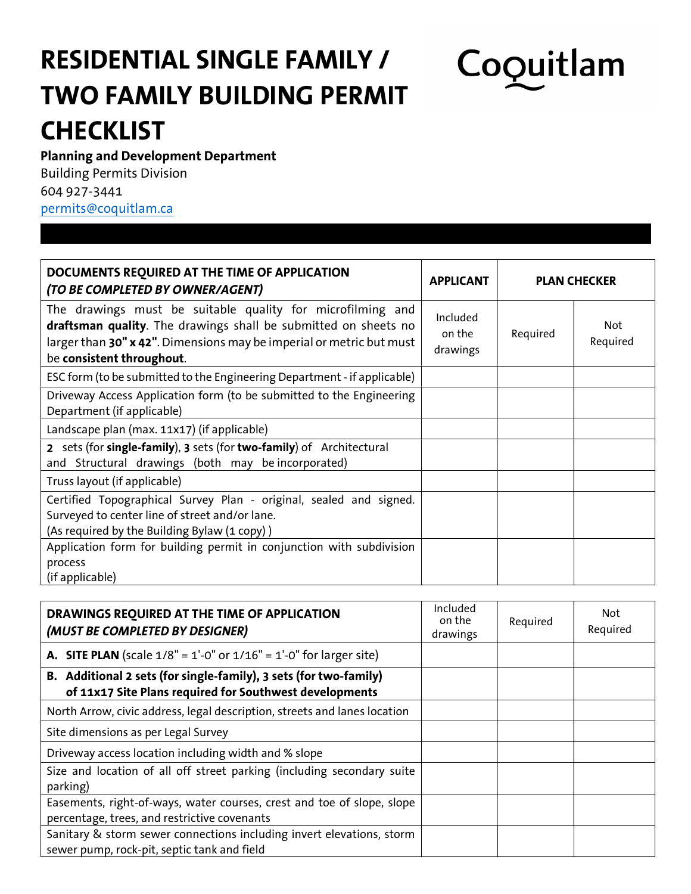# RESIDENTIAL SINGLE FAMILY / TWO FAMILY BUILDING PERMIT CHECKLIST

Coquitlam

**Planning and Development Department**
Building Permits Division
604 927-3441
permits@coquitlam.ca

| **DOCUMENTS REQUIRED AT THE TIME OF APPLICATION** ***(TO BE COMPLETED BY OWNER/AGENT)*** | **APPLICANT** | **PLAN CHECKER** | |
|---|---|---|---|
| The drawings must be suitable quality for microfilming and **draftsman quality**. The drawings shall be submitted on sheets no larger than **30" x 42"**. Dimensions may be imperial or metric but must be **consistent throughout**. | Included on the drawings | Required | Not Required |
| ESC form (to be submitted to the Engineering Department - if applicable) | | | |
| Driveway Access Application form (to be submitted to the Engineering Department (if applicable) | | | |
| Landscape plan (max. 11x17) (if applicable) | | | |
| **2** sets (for **single-family**), **3** sets (for **two-family**) of Architectural and Structural drawings (both may be incorporated) | | | |
| Truss layout (if applicable) | | | |
| Certified Topographical Survey Plan - original, sealed and signed. Surveyed to center line of street and/or lane. (As required by the Building Bylaw (1 copy) ) | | | |
| Application form for building permit in conjunction with subdivision process (if applicable) | | | |

| **DRAWINGS REQUIRED AT THE TIME OF APPLICATION** ***(MUST BE COMPLETED BY DESIGNER)*** | Included on the drawings | Required | Not Required |
|---|---|---|---|
| **A. SITE PLAN** (scale 1/8" = 1'-0" or 1/16" = 1'-0" for larger site) | | | |
| **B. Additional 2 sets (for single-family), 3 sets (for two-family) of 11x17 Site Plans required for Southwest developments** | | | |
| North Arrow, civic address, legal description, streets and lanes location | | | |
| Site dimensions as per Legal Survey | | | |
| Driveway access location including width and % slope | | | |
| Size and location of all off street parking (including secondary suite parking) | | | |
| Easements, right-of-ways, water courses, crest and toe of slope, slope percentage, trees, and restrictive covenants | | | |
| Sanitary & storm sewer connections including invert elevations, storm sewer pump, rock-pit, septic tank and field | | | |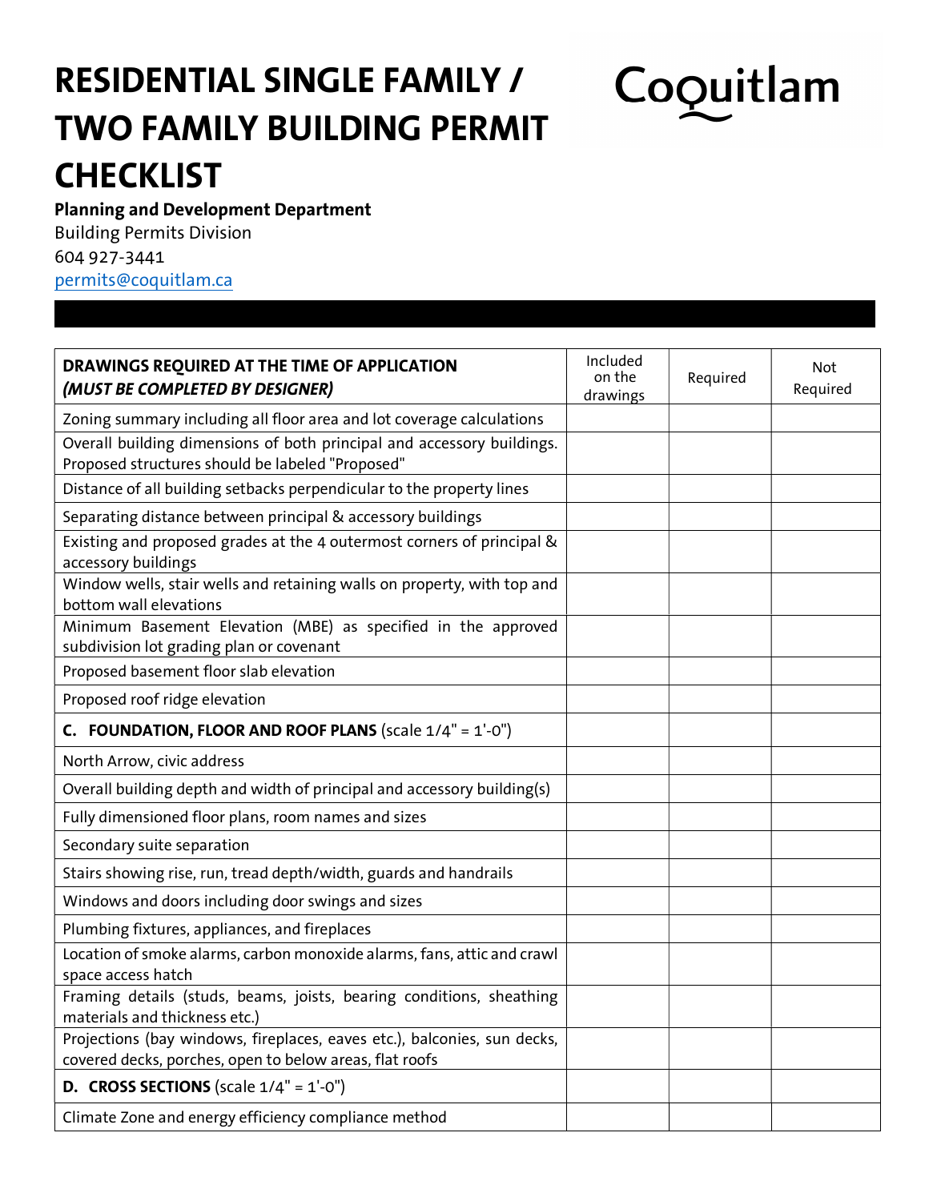# RESIDENTIAL SINGLE FAMILY / TWO FAMILY BUILDING PERMIT CHECKLIST

Coquitlam

**Planning and Development Department**
Building Permits Division
604 927-3441
permits@coquitlam.ca

| **DRAWINGS REQUIRED AT THE TIME OF APPLICATION** ***(MUST BE COMPLETED BY DESIGNER)*** | Included on the drawings | Required | Not Required |
|---|---|---|---|
| Zoning summary including all floor area and lot coverage calculations | | | |
| Overall building dimensions of both principal and accessory buildings. Proposed structures should be labeled "Proposed" | | | |
| Distance of all building setbacks perpendicular to the property lines | | | |
| Separating distance between principal & accessory buildings | | | |
| Existing and proposed grades at the 4 outermost corners of principal & accessory buildings | | | |
| Window wells, stair wells and retaining walls on property, with top and bottom wall elevations | | | |
| Minimum Basement Elevation (MBE) as specified in the approved subdivision lot grading plan or covenant | | | |
| Proposed basement floor slab elevation | | | |
| Proposed roof ridge elevation | | | |
| **C. FOUNDATION, FLOOR AND ROOF PLANS** (scale 1/4" = 1'-0") | | | |
| North Arrow, civic address | | | |
| Overall building depth and width of principal and accessory building(s) | | | |
| Fully dimensioned floor plans, room names and sizes | | | |
| Secondary suite separation | | | |
| Stairs showing rise, run, tread depth/width, guards and handrails | | | |
| Windows and doors including door swings and sizes | | | |
| Plumbing fixtures, appliances, and fireplaces | | | |
| Location of smoke alarms, carbon monoxide alarms, fans, attic and crawl space access hatch | | | |
| Framing details (studs, beams, joists, bearing conditions, sheathing materials and thickness etc.) | | | |
| Projections (bay windows, fireplaces, eaves etc.), balconies, sun decks, covered decks, porches, open to below areas, flat roofs | | | |
| **D. CROSS SECTIONS** (scale 1/4" = 1'-0") | | | |
| Climate Zone and energy efficiency compliance method | | | |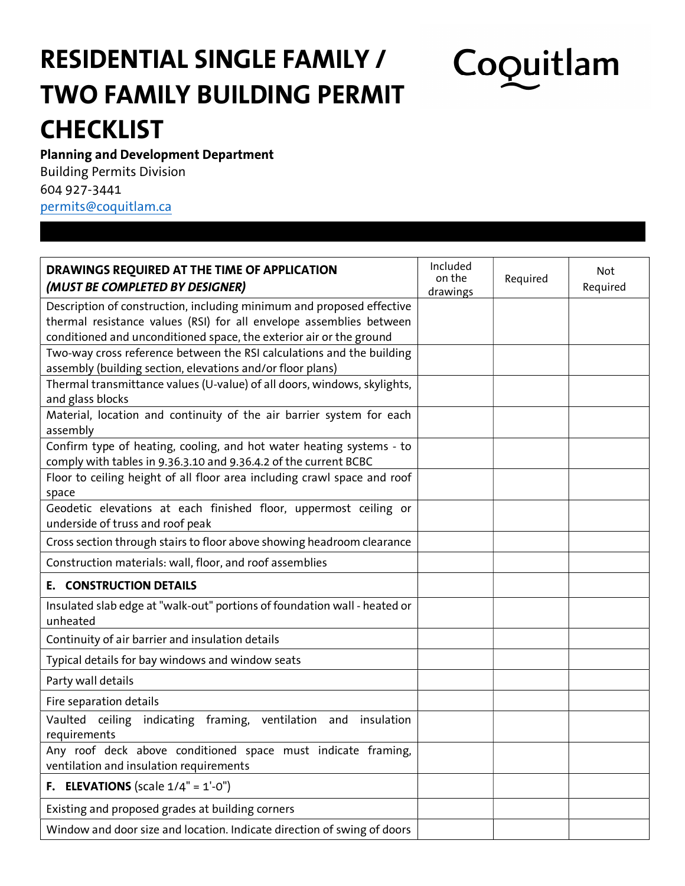# RESIDENTIAL SINGLE FAMILY / TWO FAMILY BUILDING PERMIT CHECKLIST

Coquitlam

**Planning and Development Department**
Building Permits Division
604 927-3441
permits@coquitlam.ca

| **DRAWINGS REQUIRED AT THE TIME OF APPLICATION** ***(MUST BE COMPLETED BY DESIGNER)*** | Included on the drawings | Required | Not Required |
|---|---|---|---|
| Description of construction, including minimum and proposed effective thermal resistance values (RSI) for all envelope assemblies between conditioned and unconditioned space, the exterior air or the ground | | | |
| Two-way cross reference between the RSI calculations and the building assembly (building section, elevations and/or floor plans) | | | |
| Thermal transmittance values (U-value) of all doors, windows, skylights, and glass blocks | | | |
| Material, location and continuity of the air barrier system for each assembly | | | |
| Confirm type of heating, cooling, and hot water heating systems - to comply with tables in 9.36.3.10 and 9.36.4.2 of the current BCBC | | | |
| Floor to ceiling height of all floor area including crawl space and roof space | | | |
| Geodetic elevations at each finished floor, uppermost ceiling or underside of truss and roof peak | | | |
| Cross section through stairs to floor above showing headroom clearance | | | |
| Construction materials: wall, floor, and roof assemblies | | | |
| **E. CONSTRUCTION DETAILS** | | | |
| Insulated slab edge at "walk-out" portions of foundation wall - heated or unheated | | | |
| Continuity of air barrier and insulation details | | | |
| Typical details for bay windows and window seats | | | |
| Party wall details | | | |
| Fire separation details | | | |
| Vaulted ceiling indicating framing, ventilation and insulation requirements | | | |
| Any roof deck above conditioned space must indicate framing, ventilation and insulation requirements | | | |
| **F. ELEVATIONS** (scale 1/4" = 1'-0") | | | |
| Existing and proposed grades at building corners | | | |
| Window and door size and location. Indicate direction of swing of doors | | | |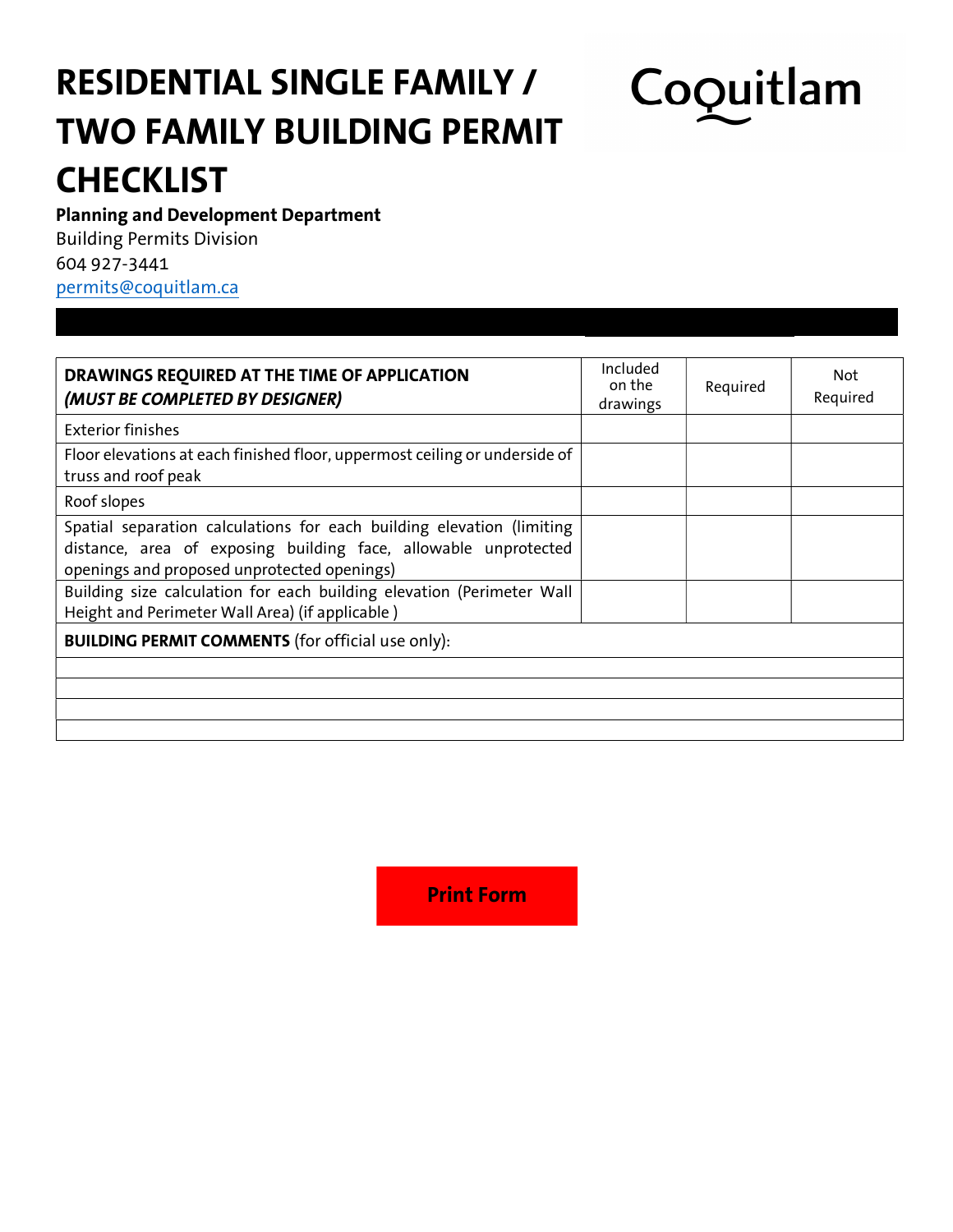# RESIDENTIAL SINGLE FAMILY / TWO FAMILY BUILDING PERMIT CHECKLIST

Coquitlam

**Planning and Development Department**
Building Permits Division
604 927-3441
permits@coquitlam.ca

| **DRAWINGS REQUIRED AT THE TIME OF APPLICATION** ***(MUST BE COMPLETED BY DESIGNER)*** | Included on the drawings | Required | Not Required |
|---|---|---|---|
| Exterior finishes | | | |
| Floor elevations at each finished floor, uppermost ceiling or underside of truss and roof peak | | | |
| Roof slopes | | | |
| Spatial separation calculations for each building elevation (limiting distance, area of exposing building face, allowable unprotected openings and proposed unprotected openings) | | | |
| Building size calculation for each building elevation (Perimeter Wall Height and Perimeter Wall Area) (if applicable ) | | | |
| **BUILDING PERMIT COMMENTS** (for official use only): | | | |
| | | | |
| | | | |
| | | | |
| | | | |

Print Form